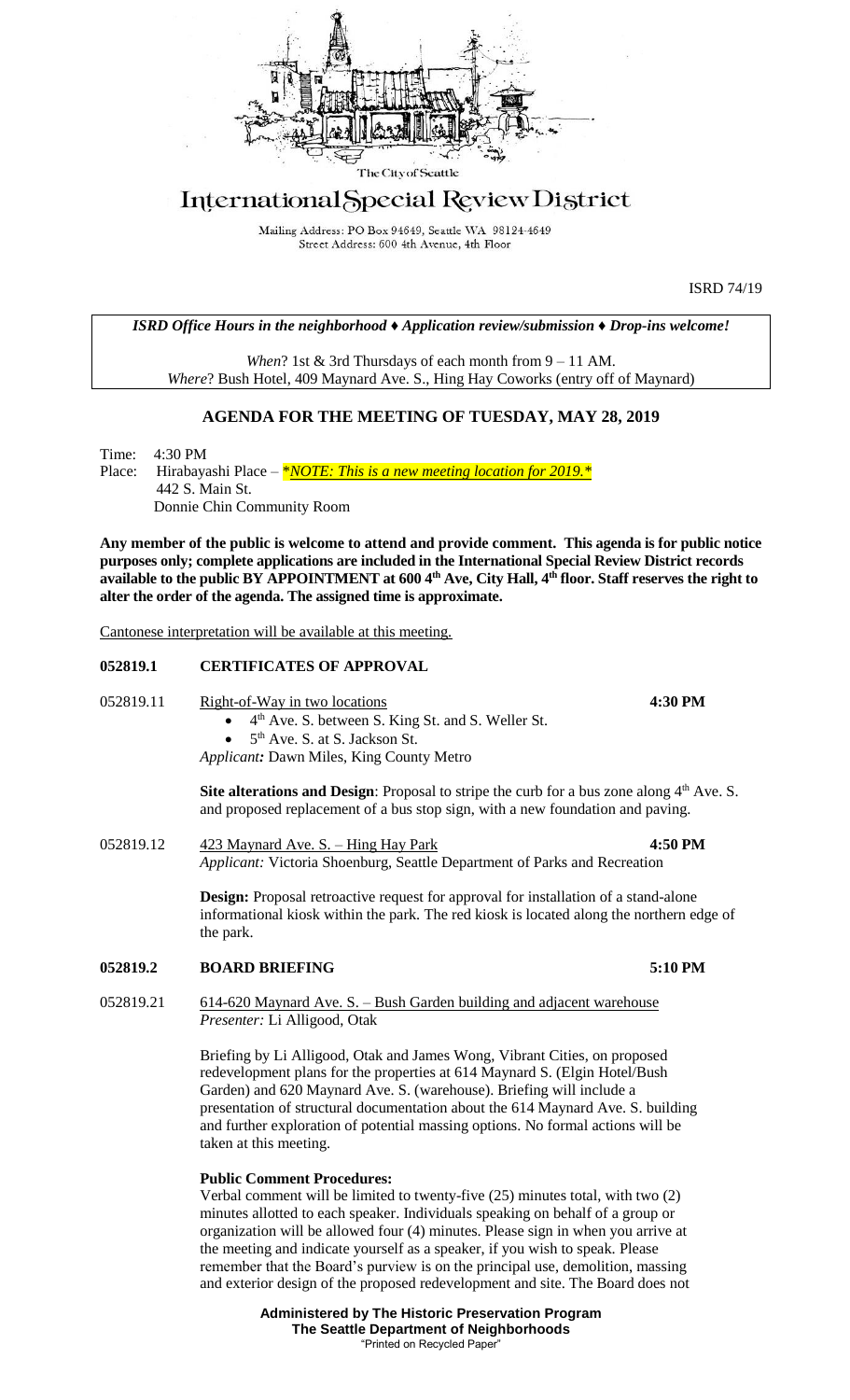The City of Seattle

# International Special Review District

Mailing Address: PO Box 94649, Seattle WA 98124-4649
Street Address: 600 4th Avenue, 4th Floor

ISRD 74/19

*ISRD Office Hours in the neighborhood ♦ Application review/submission ♦ Drop-ins welcome!*

*When*? 1st & 3rd Thursdays of each month from 9 – 11 AM.
*Where*? Bush Hotel, 409 Maynard Ave. S., Hing Hay Coworks (entry off of Maynard)

## AGENDA FOR THE MEETING OF TUESDAY, MAY 28, 2019

Time: 4:30 PM
Place: Hirabayashi Place – *\*NOTE: This is a new meeting location for 2019.\**
442 S. Main St.
Donnie Chin Community Room

**Any member of the public is welcome to attend and provide comment. This agenda is for public notice purposes only; complete applications are included in the International Special Review District records available to the public BY APPOINTMENT at 600 4th Ave, City Hall, 4th floor. Staff reserves the right to alter the order of the agenda. The assigned time is approximate.**

Cantonese interpretation will be available at this meeting.

### 052819.1 CERTIFICATES OF APPROVAL

052819.11 Right-of-Way in two locations **4:30 PM**

- 4th Ave. S. between S. King St. and S. Weller St.
- 5th Ave. S. at S. Jackson St.

*Applicant:* Dawn Miles, King County Metro

**Site alterations and Design**: Proposal to stripe the curb for a bus zone along 4th Ave. S. and proposed replacement of a bus stop sign, with a new foundation and paving.

052819.12 423 Maynard Ave. S. – Hing Hay Park **4:50 PM**
*Applicant:* Victoria Shoenburg, Seattle Department of Parks and Recreation

**Design:** Proposal retroactive request for approval for installation of a stand-alone informational kiosk within the park. The red kiosk is located along the northern edge of the park.

### 052819.2 BOARD BRIEFING 5:10 PM

052819.21 614-620 Maynard Ave. S. – Bush Garden building and adjacent warehouse
*Presenter:* Li Alligood, Otak

Briefing by Li Alligood, Otak and James Wong, Vibrant Cities, on proposed redevelopment plans for the properties at 614 Maynard S. (Elgin Hotel/Bush Garden) and 620 Maynard Ave. S. (warehouse). Briefing will include a presentation of structural documentation about the 614 Maynard Ave. S. building and further exploration of potential massing options. No formal actions will be taken at this meeting.

**Public Comment Procedures:**
Verbal comment will be limited to twenty-five (25) minutes total, with two (2) minutes allotted to each speaker. Individuals speaking on behalf of a group or organization will be allowed four (4) minutes. Please sign in when you arrive at the meeting and indicate yourself as a speaker, if you wish to speak. Please remember that the Board's purview is on the principal use, demolition, massing and exterior design of the proposed redevelopment and site. The Board does not

**Administered by The Historic Preservation Program**
**The Seattle Department of Neighborhoods**
"Printed on Recycled Paper"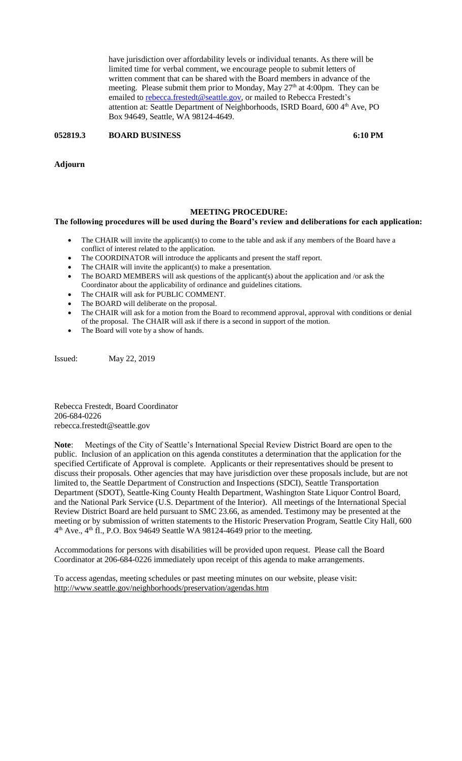have jurisdiction over affordability levels or individual tenants. As there will be limited time for verbal comment, we encourage people to submit letters of written comment that can be shared with the Board members in advance of the meeting. Please submit them prior to Monday, May 27th at 4:00pm. They can be emailed to rebecca.frestedt@seattle.gov, or mailed to Rebecca Frestedt's attention at: Seattle Department of Neighborhoods, ISRD Board, 600 4th Ave, PO Box 94649, Seattle, WA 98124-4649.

**052819.3 BOARD BUSINESS 6:10 PM**

**Adjourn**

**MEETING PROCEDURE:**

**The following procedures will be used during the Board's review and deliberations for each application:**

- The CHAIR will invite the applicant(s) to come to the table and ask if any members of the Board have a conflict of interest related to the application.
- The COORDINATOR will introduce the applicants and present the staff report.
- The CHAIR will invite the applicant(s) to make a presentation.
- The BOARD MEMBERS will ask questions of the applicant(s) about the application and /or ask the Coordinator about the applicability of ordinance and guidelines citations.
- The CHAIR will ask for PUBLIC COMMENT.
- The BOARD will deliberate on the proposal.
- The CHAIR will ask for a motion from the Board to recommend approval, approval with conditions or denial of the proposal. The CHAIR will ask if there is a second in support of the motion.
- The Board will vote by a show of hands.

Issued: May 22, 2019

Rebecca Frestedt, Board Coordinator
206-684-0226
rebecca.frestedt@seattle.gov

**Note**: Meetings of the City of Seattle's International Special Review District Board are open to the public. Inclusion of an application on this agenda constitutes a determination that the application for the specified Certificate of Approval is complete. Applicants or their representatives should be present to discuss their proposals. Other agencies that may have jurisdiction over these proposals include, but are not limited to, the Seattle Department of Construction and Inspections (SDCI), Seattle Transportation Department (SDOT), Seattle-King County Health Department, Washington State Liquor Control Board, and the National Park Service (U.S. Department of the Interior). All meetings of the International Special Review District Board are held pursuant to SMC 23.66, as amended. Testimony may be presented at the meeting or by submission of written statements to the Historic Preservation Program, Seattle City Hall, 600 4th Ave., 4th fl., P.O. Box 94649 Seattle WA 98124-4649 prior to the meeting.

Accommodations for persons with disabilities will be provided upon request. Please call the Board Coordinator at 206-684-0226 immediately upon receipt of this agenda to make arrangements.

To access agendas, meeting schedules or past meeting minutes on our website, please visit: http://www.seattle.gov/neighborhoods/preservation/agendas.htm